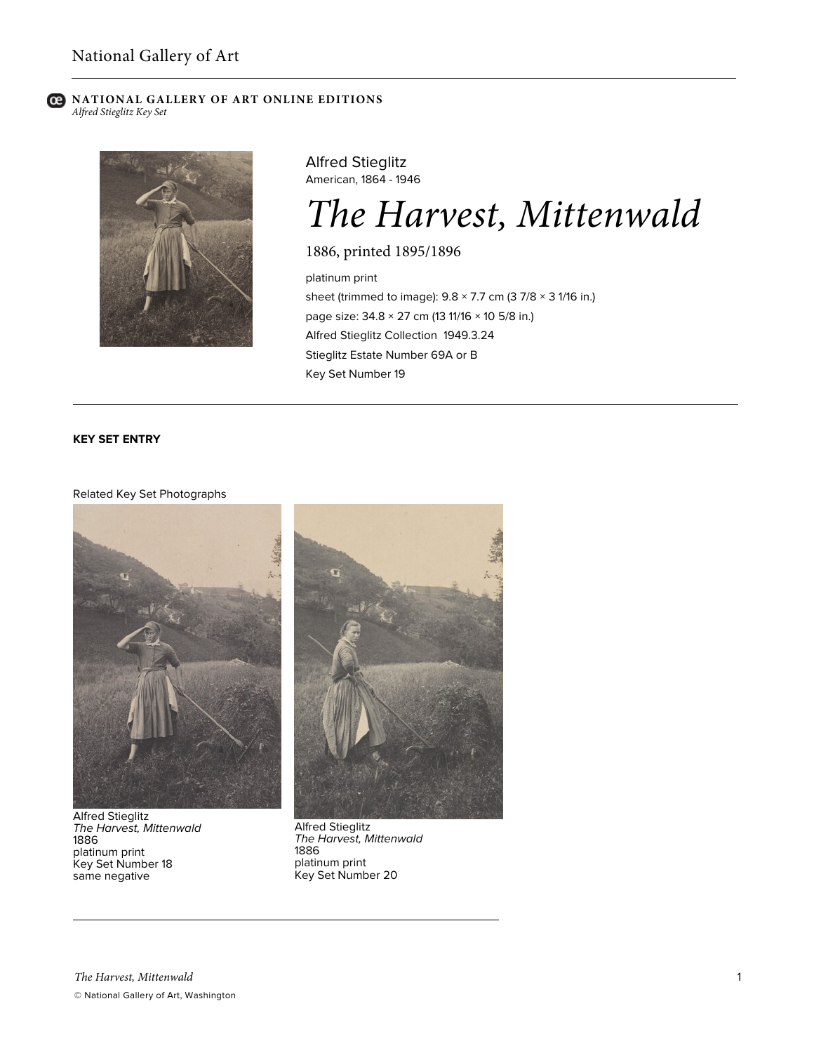National Gallery of Art

**NATIONAL GALLERY OF ART ONLINE EDITIONS**
*Alfred Stieglitz Key Set*

Alfred Stieglitz
American, 1864 - 1946

# *The Harvest, Mittenwald*

1886, printed 1895/1896

platinum print
sheet (trimmed to image): 9.8 × 7.7 cm (3 7/8 × 3 1/16 in.)
page size: 34.8 × 27 cm (13 11/16 × 10 5/8 in.)
Alfred Stieglitz Collection 1949.3.24
Stieglitz Estate Number 69A or B
Key Set Number 19

---

**KEY SET ENTRY**

Related Key Set Photographs

Alfred Stieglitz
*The Harvest, Mittenwald*
1886
platinum print
Key Set Number 18
same negative

Alfred Stieglitz
*The Harvest, Mittenwald*
1886
platinum print
Key Set Number 20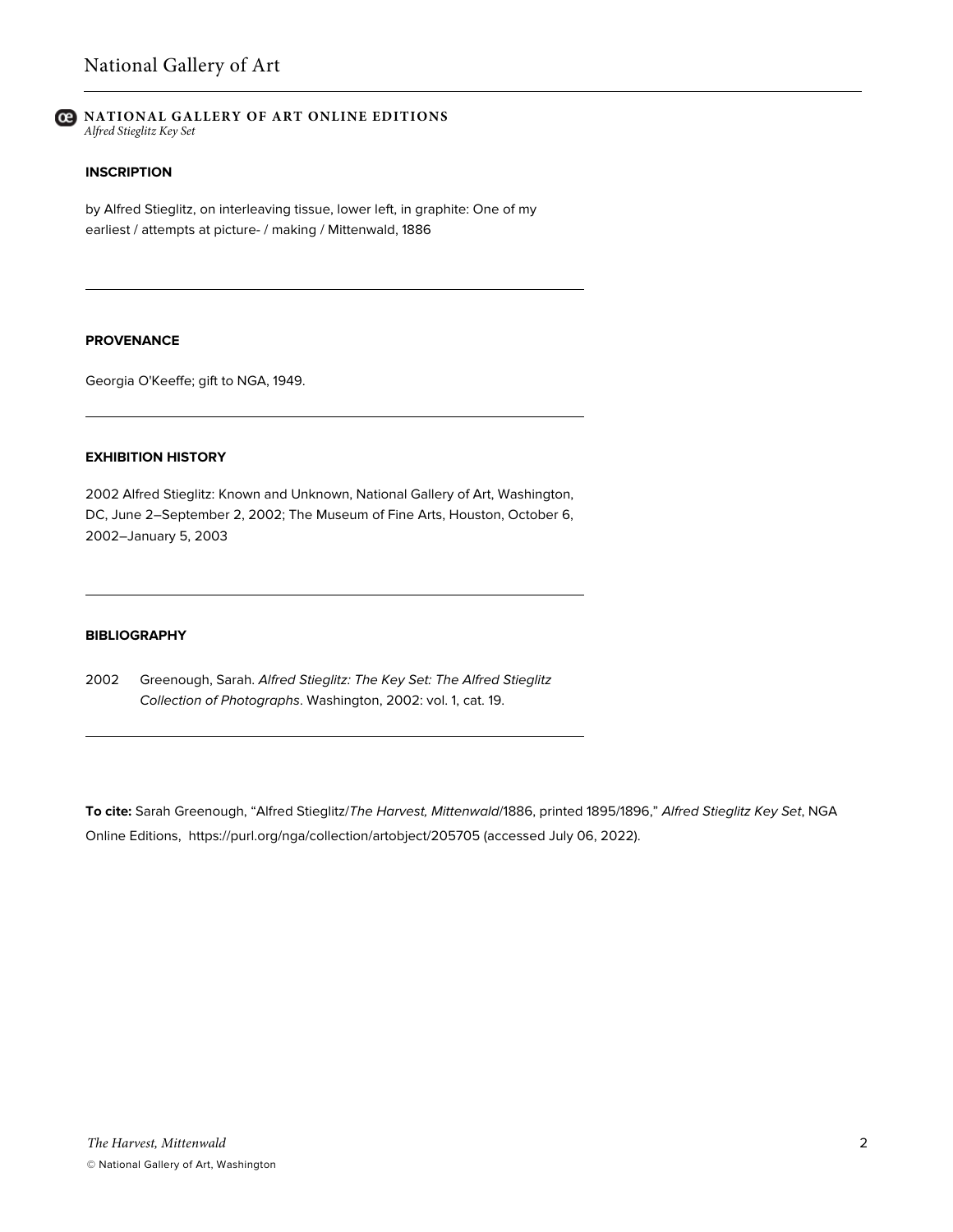### INSCRIPTION

by Alfred Stieglitz, on interleaving tissue, lower left, in graphite: One of my earliest / attempts at picture- / making / Mittenwald, 1886

### PROVENANCE

Georgia O'Keeffe; gift to NGA, 1949.

### EXHIBITION HISTORY

2002 Alfred Stieglitz: Known and Unknown, National Gallery of Art, Washington, DC, June 2–September 2, 2002; The Museum of Fine Arts, Houston, October 6, 2002–January 5, 2003

### BIBLIOGRAPHY

2002 Greenough, Sarah. *Alfred Stieglitz: The Key Set: The Alfred Stieglitz Collection of Photographs*. Washington, 2002: vol. 1, cat. 19.

**To cite:** Sarah Greenough, "Alfred Stieglitz/*The Harvest, Mittenwald*/1886, printed 1895/1896," *Alfred Stieglitz Key Set*, NGA Online Editions, https://purl.org/nga/collection/artobject/205705 (accessed July 06, 2022).